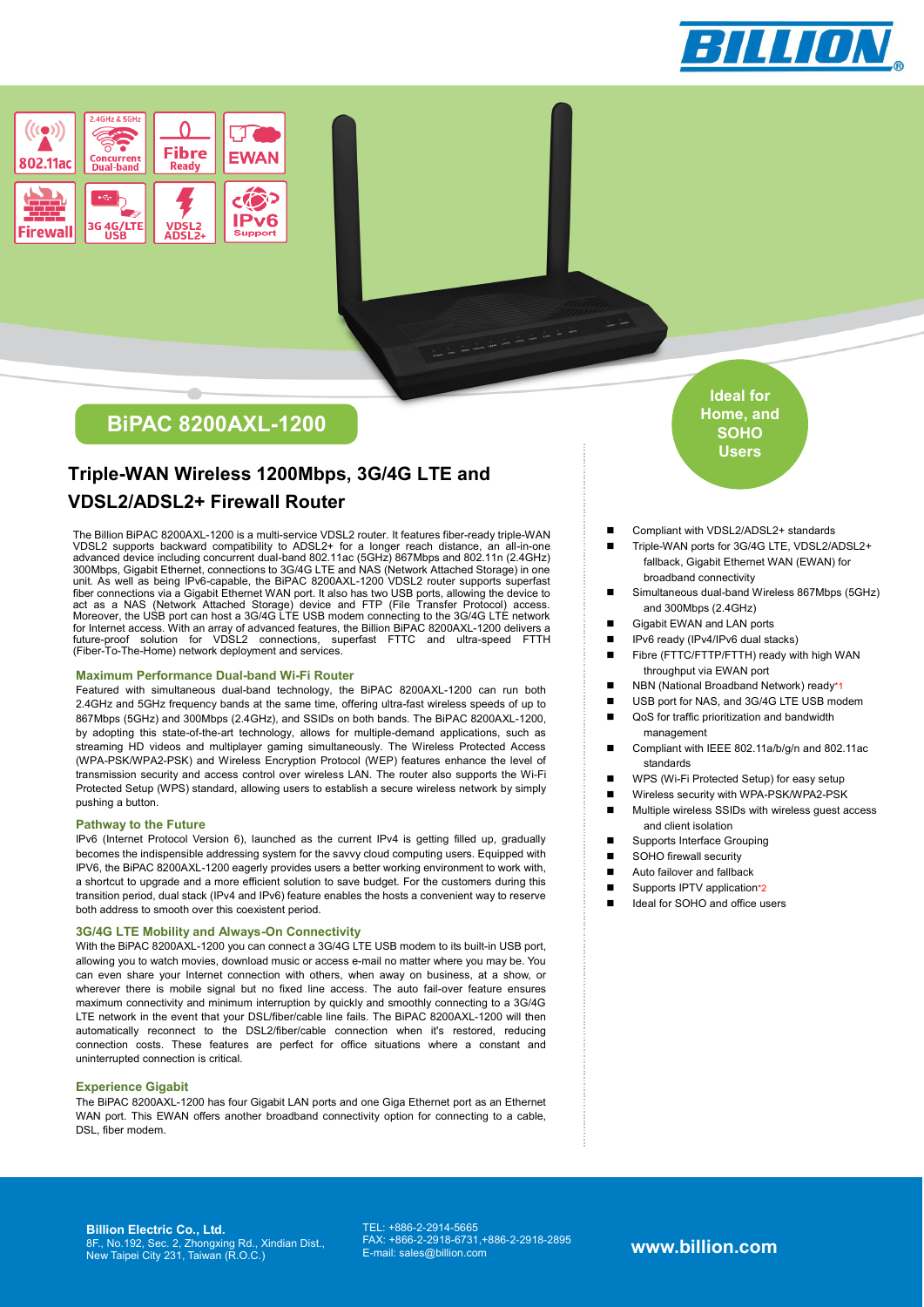BILLION

802.11ac | 2.4GHz & 5GHz Concurrent Dual-band | Fibre Ready | EWAN | Firewall | 3G 4G/LTE USB | VDSL2 ADSL2+ | IPv6 Support

# BiPAC 8200AXL-1200

## Triple-WAN Wireless 1200Mbps, 3G/4G LTE and VDSL2/ADSL2+ Firewall Router

The Billion BiPAC 8200AXL-1200 is a multi-service VDSL2 router. It features fiber-ready triple-WAN VDSL2 supports backward compatibility to ADSL2+ for a longer reach distance, an all-in-one advanced device including concurrent dual-band 802.11ac (5GHz) 867Mbps and 802.11n (2.4GHz) 300Mbps, Gigabit Ethernet, connections to 3G/4G LTE and NAS (Network Attached Storage) in one unit. As well as being IPv6-capable, the BiPAC 8200AXL-1200 VDSL2 router supports superfast fiber connections via a Gigabit Ethernet WAN port. It also has two USB ports, allowing the device to act as a NAS (Network Attached Storage) device and FTP (File Transfer Protocol) access. Moreover, the USB port can host a 3G/4G LTE USB modem connecting to the 3G/4G LTE network for Internet access. With an array of advanced features, the Billion BiPAC 8200AXL-1200 delivers a future-proof solution for VDSL2 connections, superfast FTTC and ultra-speed FTTH (Fiber-To-The-Home) network deployment and services.

### Maximum Performance Dual-band Wi-Fi Router

Featured with simultaneous dual-band technology, the BiPAC 8200AXL-1200 can run both 2.4GHz and 5GHz frequency bands at the same time, offering ultra-fast wireless speeds of up to 867Mbps (5GHz) and 300Mbps (2.4GHz), and SSIDs on both bands. The BiPAC 8200AXL-1200, by adopting this state-of-the-art technology, allows for multiple-demand applications, such as streaming HD videos and multiplayer gaming simultaneously. The Wireless Protected Access (WPA-PSK/WPA2-PSK) and Wireless Encryption Protocol (WEP) features enhance the level of transmission security and access control over wireless LAN. The router also supports the Wi-Fi Protected Setup (WPS) standard, allowing users to establish a secure wireless network by simply pushing a button.

### Pathway to the Future

IPv6 (Internet Protocol Version 6), launched as the current IPv4 is getting filled up, gradually becomes the indispensible addressing system for the savvy cloud computing users. Equipped with IPV6, the BiPAC 8200AXL-1200 eagerly provides users a better working environment to work with, a shortcut to upgrade and a more efficient solution to save budget. For the customers during this transition period, dual stack (IPv4 and IPv6) feature enables the hosts a convenient way to reserve both address to smooth over this coexistent period.

### 3G/4G LTE Mobility and Always-On Connectivity

With the BiPAC 8200AXL-1200 you can connect a 3G/4G LTE USB modem to its built-in USB port, allowing you to watch movies, download music or access e-mail no matter where you may be. You can even share your Internet connection with others, when away on business, at a show, or wherever there is mobile signal but no fixed line access. The auto fail-over feature ensures maximum connectivity and minimum interruption by quickly and smoothly connecting to a 3G/4G LTE network in the event that your DSL/fiber/cable line fails. The BiPAC 8200AXL-1200 will then automatically reconnect to the DSL2/fiber/cable connection when it's restored, reducing connection costs. These features are perfect for office situations where a constant and uninterrupted connection is critical.

### Experience Gigabit

The BiPAC 8200AXL-1200 has four Gigabit LAN ports and one Giga Ethernet port as an Ethernet WAN port. This EWAN offers another broadband connectivity option for connecting to a cable, DSL, fiber modem.

**Ideal for Home, and SOHO Users**

- Compliant with VDSL2/ADSL2+ standards
- Triple-WAN ports for 3G/4G LTE, VDSL2/ADSL2+ fallback, Gigabit Ethernet WAN (EWAN) for broadband connectivity
- Simultaneous dual-band Wireless 867Mbps (5GHz) and 300Mbps (2.4GHz)
- Gigabit EWAN and LAN ports
- IPv6 ready (IPv4/IPv6 dual stacks)
- Fibre (FTTC/FTTP/FTTH) ready with high WAN throughput via EWAN port
- NBN (National Broadband Network) ready*1
- USB port for NAS, and 3G/4G LTE USB modem
- QoS for traffic prioritization and bandwidth management
- Compliant with IEEE 802.11a/b/g/n and 802.11ac standards
- WPS (Wi-Fi Protected Setup) for easy setup
- Wireless security with WPA-PSK/WPA2-PSK
- Multiple wireless SSIDs with wireless guest access and client isolation
- Supports Interface Grouping
- SOHO firewall security
- Auto failover and fallback
- Supports IPTV application*2
- Ideal for SOHO and office users

**Billion Electric Co., Ltd.**
8F., No.192, Sec. 2, Zhongxing Rd., Xindian Dist., New Taipei City 231, Taiwan (R.O.C.)

TEL: +886-2-2914-5665
FAX: +886-2-2918-6731,+886-2-2918-2895
E-mail: sales@billion.com

**www.billion.com**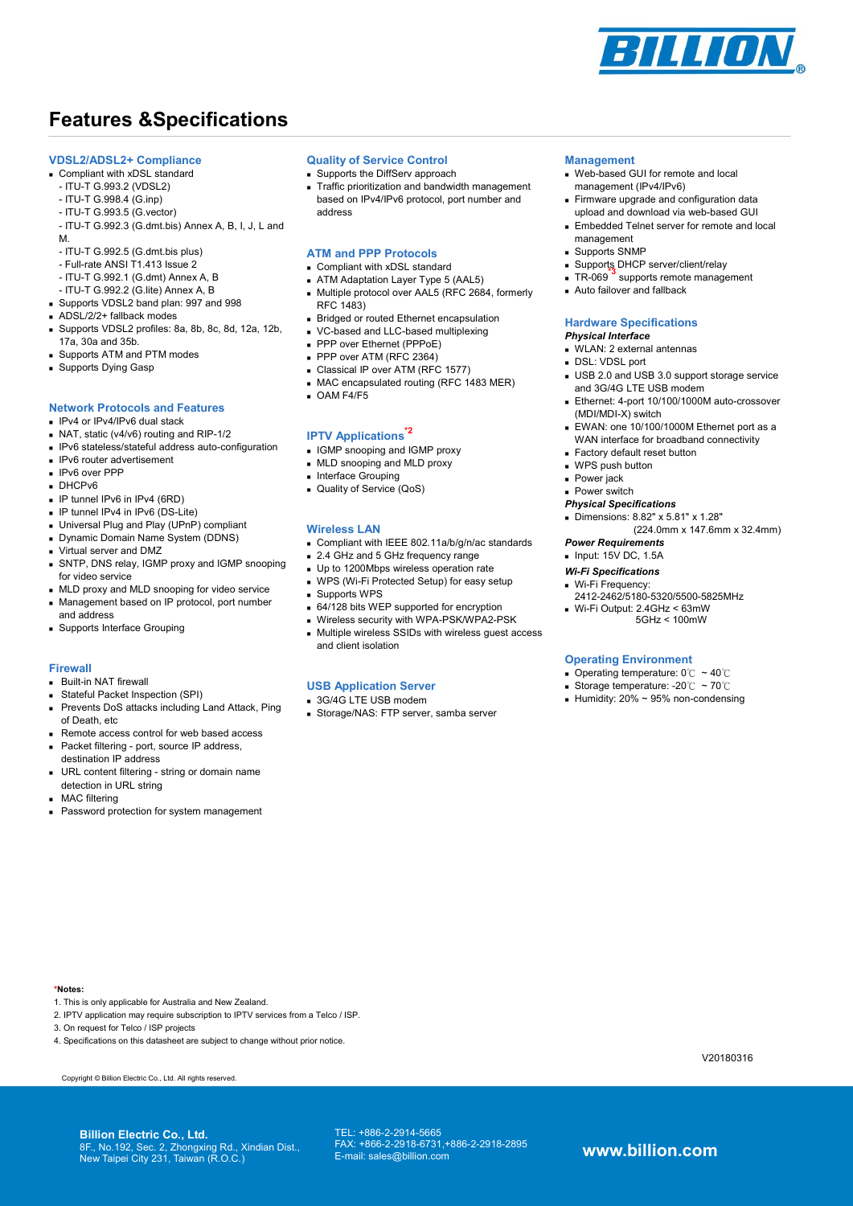## Features &Specifications

### VDSL2/ADSL2+ Compliance

- Compliant with xDSL standard
  - ITU-T G.993.2 (VDSL2)
  - ITU-T G.998.4 (G.inp)
  - ITU-T G.993.5 (G.vector)
  - ITU-T G.992.3 (G.dmt.bis) Annex A, B, I, J, L and M.
  - ITU-T G.992.5 (G.dmt.bis plus)
  - Full-rate ANSI T1.413 Issue 2
  - ITU-T G.992.1 (G.dmt) Annex A, B
  - ITU-T G.992.2 (G.lite) Annex A, B
- Supports VDSL2 band plan: 997 and 998
- ADSL/2/2+ fallback modes
- Supports VDSL2 profiles: 8a, 8b, 8c, 8d, 12a, 12b, 17a, 30a and 35b.
- Supports ATM and PTM modes
- Supports Dying Gasp

### Network Protocols and Features

- IPv4 or IPv4/IPv6 dual stack
- NAT, static (v4/v6) routing and RIP-1/2
- IPv6 stateless/stateful address auto-configuration
- IPv6 router advertisement
- IPv6 over PPP
- DHCPv6
- IP tunnel IPv6 in IPv4 (6RD)
- IP tunnel IPv4 in IPv6 (DS-Lite)
- Universal Plug and Play (UPnP) compliant
- Dynamic Domain Name System (DDNS)
- Virtual server and DMZ
- SNTP, DNS relay, IGMP proxy and IGMP snooping for video service
- MLD proxy and MLD snooping for video service
- Management based on IP protocol, port number and address
- Supports Interface Grouping

### Firewall

- Built-in NAT firewall
- Stateful Packet Inspection (SPI)
- Prevents DoS attacks including Land Attack, Ping of Death, etc
- Remote access control for web based access
- Packet filtering - port, source IP address, destination IP address
- URL content filtering - string or domain name detection in URL string
- MAC filtering
- Password protection for system management

### Quality of Service Control

- Supports the DiffServ approach
- Traffic prioritization and bandwidth management based on IPv4/IPv6 protocol, port number and address

### ATM and PPP Protocols

- Compliant with xDSL standard
- ATM Adaptation Layer Type 5 (AAL5)
- Multiple protocol over AAL5 (RFC 2684, formerly RFC 1483)
- Bridged or routed Ethernet encapsulation
- VC-based and LLC-based multiplexing
- PPP over Ethernet (PPPoE)
- PPP over ATM (RFC 2364)
- Classical IP over ATM (RFC 1577)
- MAC encapsulated routing (RFC 1483 MER)
- OAM F4/F5

### IPTV Applications*2

- IGMP snooping and IGMP proxy
- MLD snooping and MLD proxy
- Interface Grouping
- Quality of Service (QoS)

### Wireless LAN

- Compliant with IEEE 802.11a/b/g/n/ac standards
- 2.4 GHz and 5 GHz frequency range
- Up to 1200Mbps wireless operation rate
- WPS (Wi-Fi Protected Setup) for easy setup
- Supports WPS
- 64/128 bits WEP supported for encryption
- Wireless security with WPA-PSK/WPA2-PSK
- Multiple wireless SSIDs with wireless guest access and client isolation

### USB Application Server

- 3G/4G LTE USB modem
- Storage/NAS: FTP server, samba server

### Management

- Web-based GUI for remote and local management (IPv4/IPv6)
- Firmware upgrade and configuration data upload and download via web-based GUI
- Embedded Telnet server for remote and local management
- Supports SNMP
- Supports DHCP server/client/relay
- TR-069*3 supports remote management
- Auto failover and fallback

### Hardware Specifications

***Physical Interface***

- WLAN: 2 external antennas
- DSL: VDSL port
- USB 2.0 and USB 3.0 support storage service and 3G/4G LTE USB modem
- Ethernet: 4-port 10/100/1000M auto-crossover (MDI/MDI-X) switch
- EWAN: one 10/100/1000M Ethernet port as a WAN interface for broadband connectivity
- Factory default reset button
- WPS push button
- Power jack
- Power switch

***Physical Specifications***

- Dimensions: 8.82" x 5.81" x 1.28" (224.0mm x 147.6mm x 32.4mm)

***Power Requirements***

- Input: 15V DC, 1.5A

***Wi-Fi Specifications***

- Wi-Fi Frequency: 2412-2462/5180-5320/5500-5825MHz
- Wi-Fi Output: 2.4GHz < 63mW
  5GHz < 100mW

### Operating Environment

- Operating temperature: 0℃ ~ 40℃
- Storage temperature: -20℃ ~ 70℃
- Humidity: 20% ~ 95% non-condensing

**\*Notes:**

1. This is only applicable for Australia and New Zealand.
2. IPTV application may require subscription to IPTV services from a Telco / ISP.
3. On request for Telco / ISP projects
4. Specifications on this datasheet are subject to change without prior notice.

V20180316

Copyright © Billion Electric Co., Ltd. All rights reserved.

**Billion Electric Co., Ltd.**
8F., No.192, Sec. 2, Zhongxing Rd., Xindian Dist., New Taipei City 231, Taiwan (R.O.C.)

TEL: +886-2-2914-5665
FAX: +886-2-2918-6731,+886-2-2918-2895
E-mail: sales@billion.com

**www.billion.com**